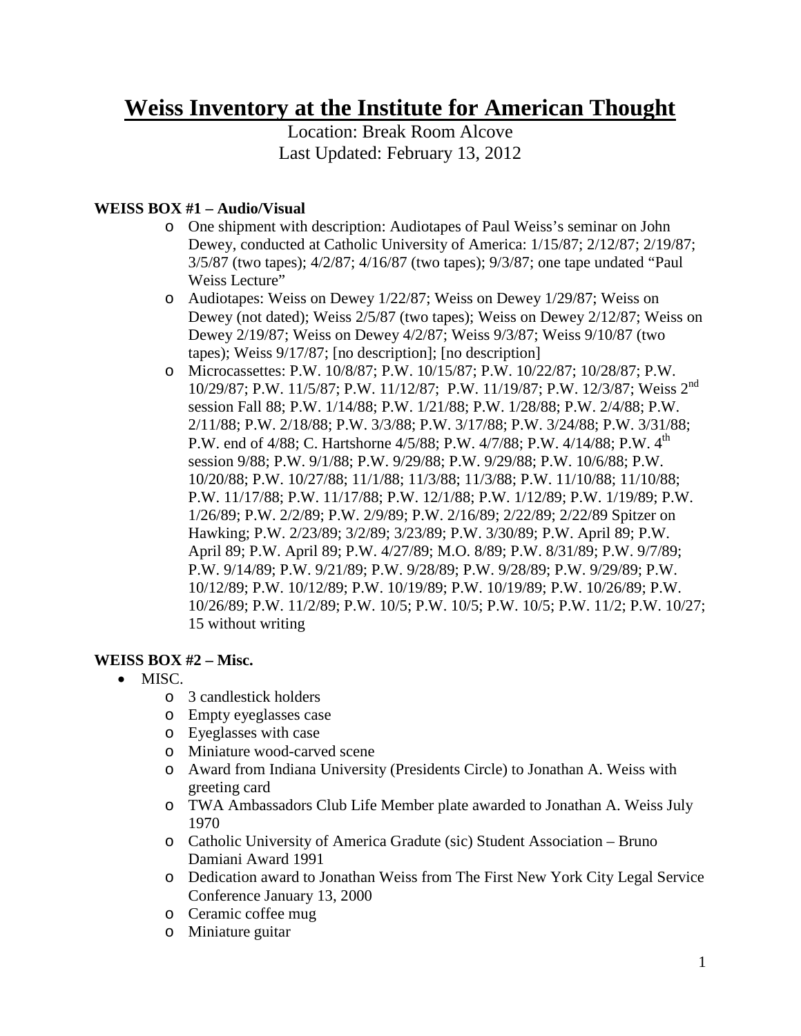# Weiss Inventory at the Institute for American Thought

Location: Break Room Alcove
Last Updated: February 13, 2012

**WEISS BOX #1 – Audio/Visual**

- One shipment with description: Audiotapes of Paul Weiss's seminar on John Dewey, conducted at Catholic University of America: 1/15/87; 2/12/87; 2/19/87; 3/5/87 (two tapes); 4/2/87; 4/16/87 (two tapes); 9/3/87; one tape undated "Paul Weiss Lecture"
- Audiotapes: Weiss on Dewey 1/22/87; Weiss on Dewey 1/29/87; Weiss on Dewey (not dated); Weiss 2/5/87 (two tapes); Weiss on Dewey 2/12/87; Weiss on Dewey 2/19/87; Weiss on Dewey 4/2/87; Weiss 9/3/87; Weiss 9/10/87 (two tapes); Weiss 9/17/87; [no description]; [no description]
- Microcassettes: P.W. 10/8/87; P.W. 10/15/87; P.W. 10/22/87; 10/28/87; P.W. 10/29/87; P.W. 11/5/87; P.W. 11/12/87; P.W. 11/19/87; P.W. 12/3/87; Weiss 2nd session Fall 88; P.W. 1/14/88; P.W. 1/21/88; P.W. 1/28/88; P.W. 2/4/88; P.W. 2/11/88; P.W. 2/18/88; P.W. 3/3/88; P.W. 3/17/88; P.W. 3/24/88; P.W. 3/31/88; P.W. end of 4/88; C. Hartshorne 4/5/88; P.W. 4/7/88; P.W. 4/14/88; P.W. 4th session 9/88; P.W. 9/1/88; P.W. 9/29/88; P.W. 9/29/88; P.W. 10/6/88; P.W. 10/20/88; P.W. 10/27/88; 11/1/88; 11/3/88; 11/3/88; P.W. 11/10/88; 11/10/88; P.W. 11/17/88; P.W. 11/17/88; P.W. 12/1/88; P.W. 1/12/89; P.W. 1/19/89; P.W. 1/26/89; P.W. 2/2/89; P.W. 2/9/89; P.W. 2/16/89; 2/22/89; 2/22/89 Spitzer on Hawking; P.W. 2/23/89; 3/2/89; 3/23/89; P.W. 3/30/89; P.W. April 89; P.W. April 89; P.W. April 89; P.W. 4/27/89; M.O. 8/89; P.W. 8/31/89; P.W. 9/7/89; P.W. 9/14/89; P.W. 9/21/89; P.W. 9/28/89; P.W. 9/28/89; P.W. 9/29/89; P.W. 10/12/89; P.W. 10/12/89; P.W. 10/19/89; P.W. 10/19/89; P.W. 10/26/89; P.W. 10/26/89; P.W. 11/2/89; P.W. 10/5; P.W. 10/5; P.W. 10/5; P.W. 11/2; P.W. 10/27; 15 without writing

**WEISS BOX #2 – Misc.**

- MISC.
  - 3 candlestick holders
  - Empty eyeglasses case
  - Eyeglasses with case
  - Miniature wood-carved scene
  - Award from Indiana University (Presidents Circle) to Jonathan A. Weiss with greeting card
  - TWA Ambassadors Club Life Member plate awarded to Jonathan A. Weiss July 1970
  - Catholic University of America Gradute (sic) Student Association – Bruno Damiani Award 1991
  - Dedication award to Jonathan Weiss from The First New York City Legal Service Conference January 13, 2000
  - Ceramic coffee mug
  - Miniature guitar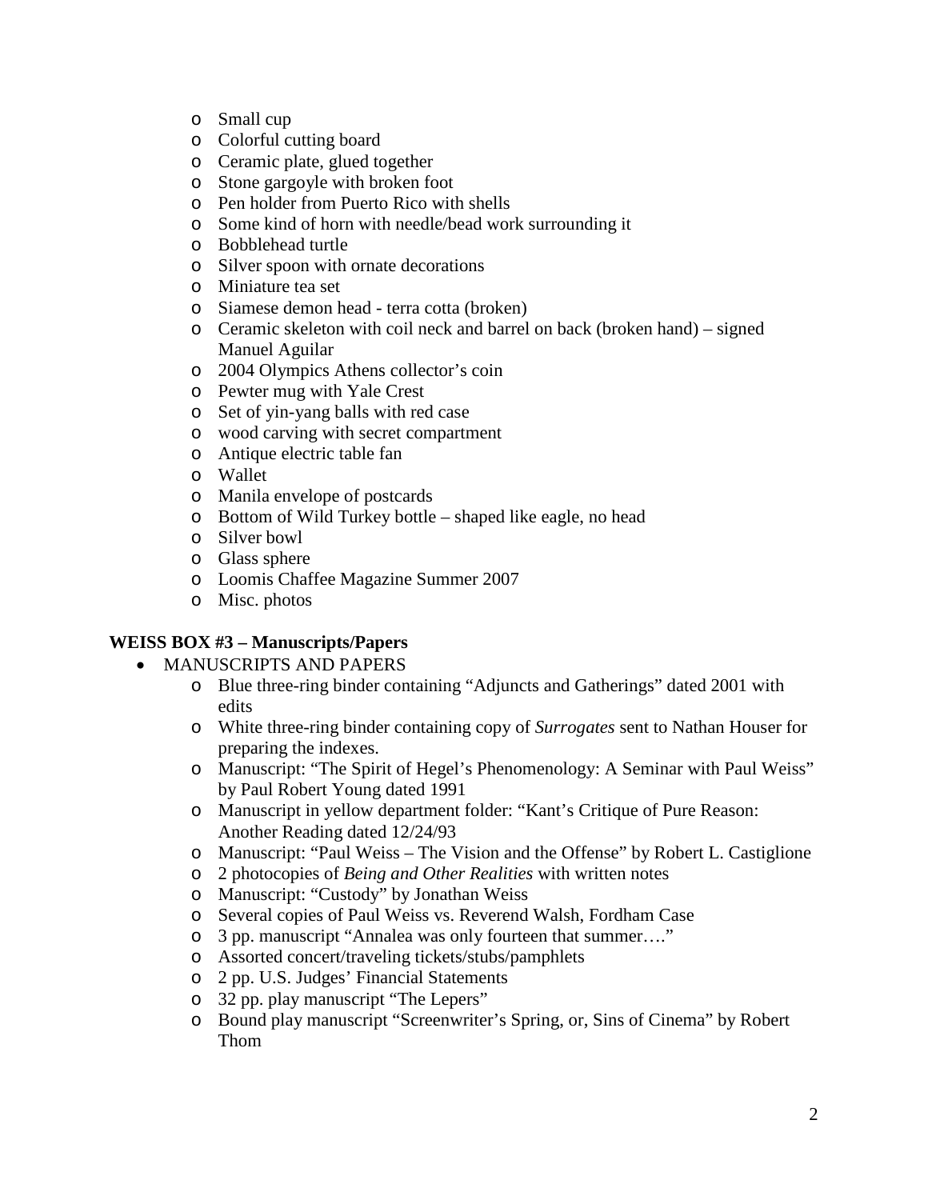- Small cup
- Colorful cutting board
- Ceramic plate, glued together
- Stone gargoyle with broken foot
- Pen holder from Puerto Rico with shells
- Some kind of horn with needle/bead work surrounding it
- Bobblehead turtle
- Silver spoon with ornate decorations
- Miniature tea set
- Siamese demon head - terra cotta (broken)
- Ceramic skeleton with coil neck and barrel on back (broken hand) – signed Manuel Aguilar
- 2004 Olympics Athens collector's coin
- Pewter mug with Yale Crest
- Set of yin-yang balls with red case
- wood carving with secret compartment
- Antique electric table fan
- Wallet
- Manila envelope of postcards
- Bottom of Wild Turkey bottle – shaped like eagle, no head
- Silver bowl
- Glass sphere
- Loomis Chaffee Magazine Summer 2007
- Misc. photos

**WEISS BOX #3 – Manuscripts/Papers**

- MANUSCRIPTS AND PAPERS
  - Blue three-ring binder containing "Adjuncts and Gatherings" dated 2001 with edits
  - White three-ring binder containing copy of *Surrogates* sent to Nathan Houser for preparing the indexes.
  - Manuscript: "The Spirit of Hegel's Phenomenology: A Seminar with Paul Weiss" by Paul Robert Young dated 1991
  - Manuscript in yellow department folder: "Kant's Critique of Pure Reason: Another Reading dated 12/24/93
  - Manuscript: "Paul Weiss – The Vision and the Offense" by Robert L. Castiglione
  - 2 photocopies of *Being and Other Realities* with written notes
  - Manuscript: "Custody" by Jonathan Weiss
  - Several copies of Paul Weiss vs. Reverend Walsh, Fordham Case
  - 3 pp. manuscript "Annalea was only fourteen that summer…."
  - Assorted concert/traveling tickets/stubs/pamphlets
  - 2 pp. U.S. Judges' Financial Statements
  - 32 pp. play manuscript "The Lepers"
  - Bound play manuscript "Screenwriter's Spring, or, Sins of Cinema" by Robert Thom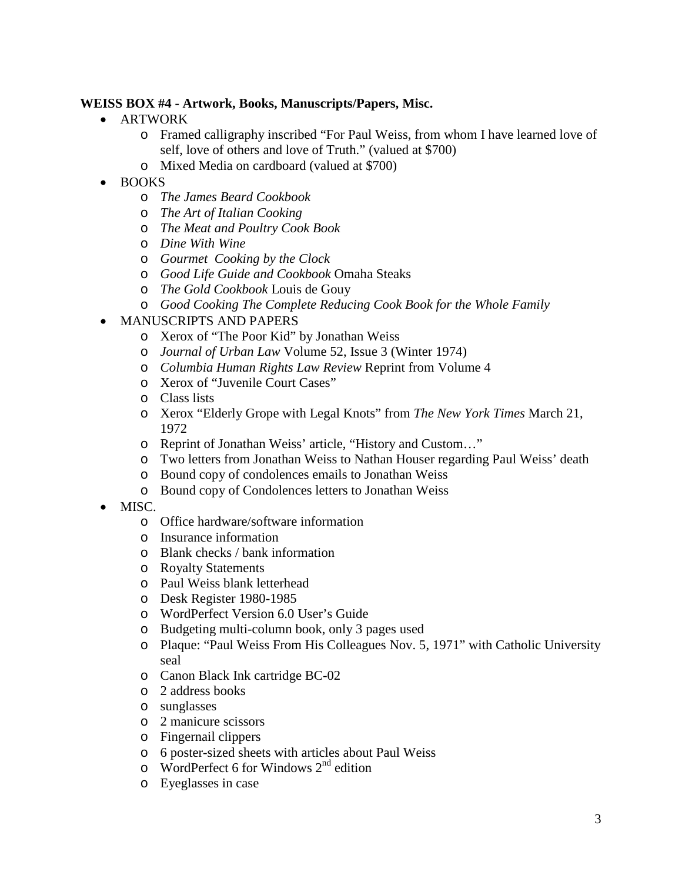**WEISS BOX #4 - Artwork, Books, Manuscripts/Papers, Misc.**

- ARTWORK
  - Framed calligraphy inscribed "For Paul Weiss, from whom I have learned love of self, love of others and love of Truth." (valued at $700)
  - Mixed Media on cardboard (valued at $700)
- BOOKS
  - *The James Beard Cookbook*
  - *The Art of Italian Cooking*
  - *The Meat and Poultry Cook Book*
  - *Dine With Wine*
  - *Gourmet Cooking by the Clock*
  - *Good Life Guide and Cookbook* Omaha Steaks
  - *The Gold Cookbook* Louis de Gouy
  - *Good Cooking The Complete Reducing Cook Book for the Whole Family*
- MANUSCRIPTS AND PAPERS
  - Xerox of "The Poor Kid" by Jonathan Weiss
  - *Journal of Urban Law* Volume 52, Issue 3 (Winter 1974)
  - *Columbia Human Rights Law Review* Reprint from Volume 4
  - Xerox of "Juvenile Court Cases"
  - Class lists
  - Xerox "Elderly Grope with Legal Knots" from *The New York Times* March 21, 1972
  - Reprint of Jonathan Weiss' article, "History and Custom…"
  - Two letters from Jonathan Weiss to Nathan Houser regarding Paul Weiss' death
  - Bound copy of condolences emails to Jonathan Weiss
  - Bound copy of Condolences letters to Jonathan Weiss
- MISC.
  - Office hardware/software information
  - Insurance information
  - Blank checks / bank information
  - Royalty Statements
  - Paul Weiss blank letterhead
  - Desk Register 1980-1985
  - WordPerfect Version 6.0 User's Guide
  - Budgeting multi-column book, only 3 pages used
  - Plaque: "Paul Weiss From His Colleagues Nov. 5, 1971" with Catholic University seal
  - Canon Black Ink cartridge BC-02
  - 2 address books
  - sunglasses
  - 2 manicure scissors
  - Fingernail clippers
  - 6 poster-sized sheets with articles about Paul Weiss
  - WordPerfect 6 for Windows 2nd edition
  - Eyeglasses in case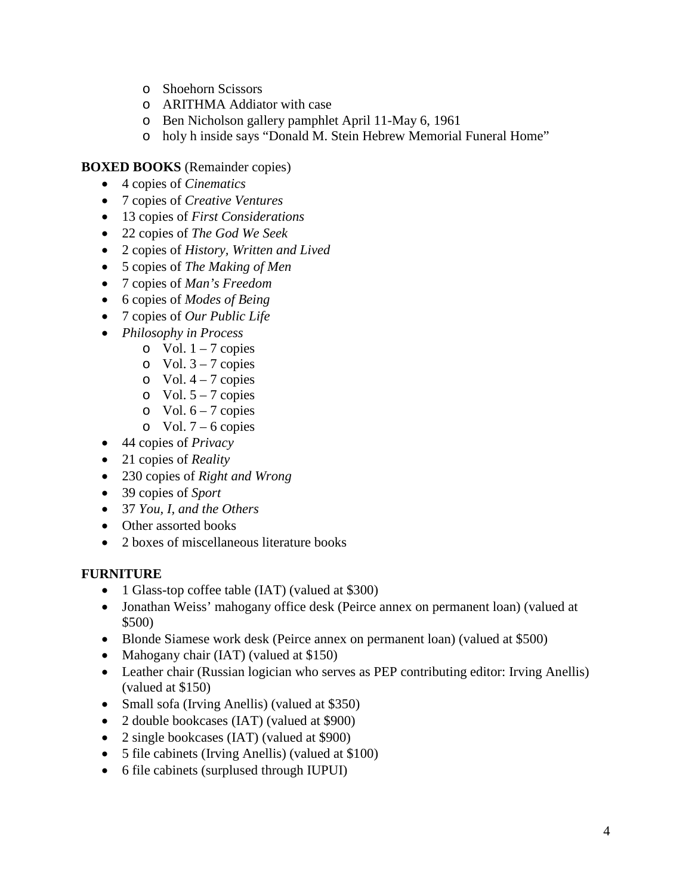- Shoehorn Scissors
- ARITHMA Addiator with case
- Ben Nicholson gallery pamphlet April 11-May 6, 1961
- holy h inside says "Donald M. Stein Hebrew Memorial Funeral Home"

**BOXED BOOKS** (Remainder copies)

- 4 copies of *Cinematics*
- 7 copies of *Creative Ventures*
- 13 copies of *First Considerations*
- 22 copies of *The God We Seek*
- 2 copies of *History, Written and Lived*
- 5 copies of *The Making of Men*
- 7 copies of *Man's Freedom*
- 6 copies of *Modes of Being*
- 7 copies of *Our Public Life*
- *Philosophy in Process*
  - Vol. 1 – 7 copies
  - Vol. 3 – 7 copies
  - Vol. 4 – 7 copies
  - Vol. 5 – 7 copies
  - Vol. 6 – 7 copies
  - Vol. 7 – 6 copies
- 44 copies of *Privacy*
- 21 copies of *Reality*
- 230 copies of *Right and Wrong*
- 39 copies of *Sport*
- 37 *You, I, and the Others*
- Other assorted books
- 2 boxes of miscellaneous literature books

**FURNITURE**

- 1 Glass-top coffee table (IAT) (valued at $300)
- Jonathan Weiss' mahogany office desk (Peirce annex on permanent loan) (valued at $500)
- Blonde Siamese work desk (Peirce annex on permanent loan) (valued at $500)
- Mahogany chair (IAT) (valued at $150)
- Leather chair (Russian logician who serves as PEP contributing editor: Irving Anellis) (valued at $150)
- Small sofa (Irving Anellis) (valued at $350)
- 2 double bookcases (IAT) (valued at $900)
- 2 single bookcases (IAT) (valued at $900)
- 5 file cabinets (Irving Anellis) (valued at $100)
- 6 file cabinets (surplused through IUPUI)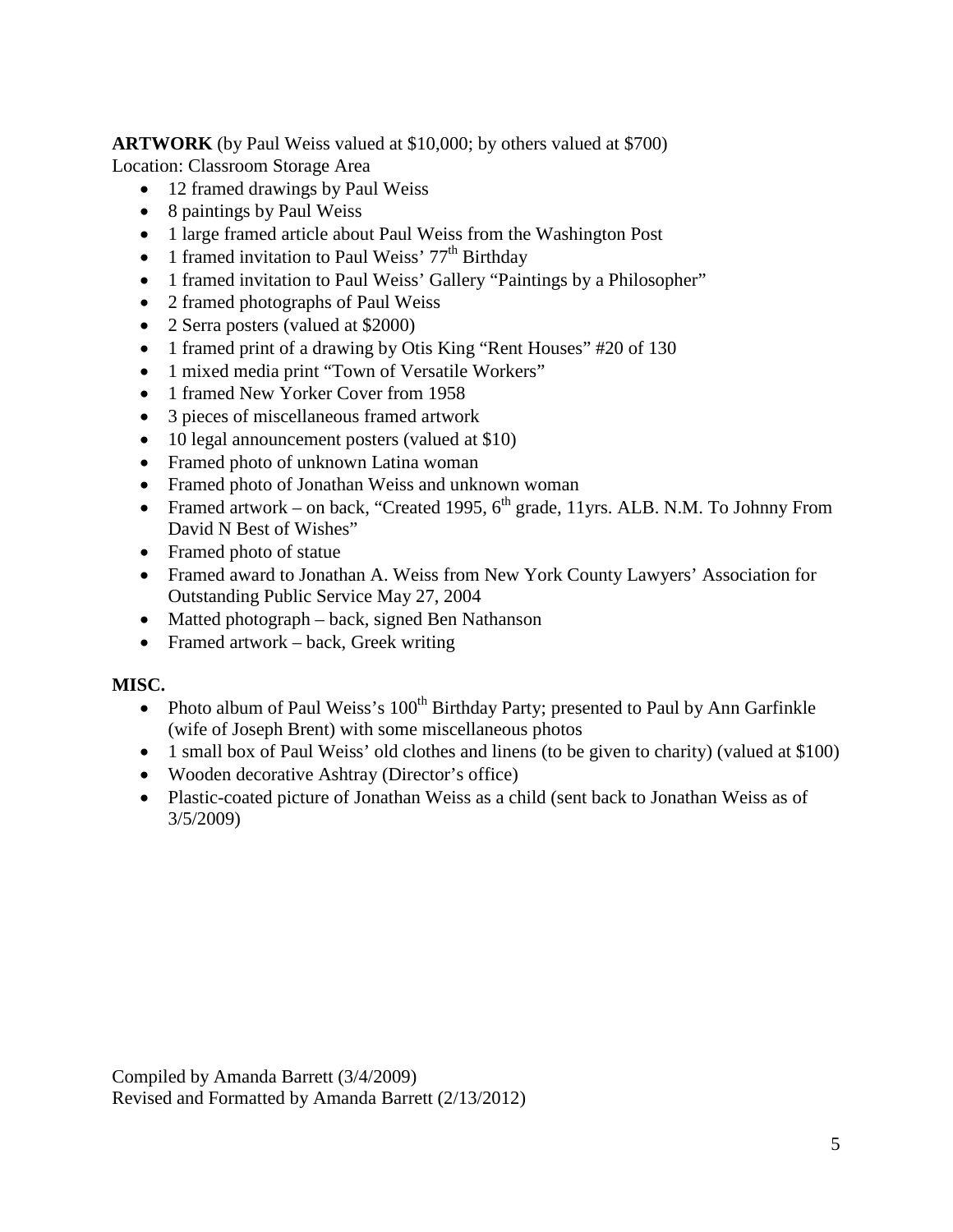**ARTWORK** (by Paul Weiss valued at $10,000; by others valued at $700)
Location: Classroom Storage Area

- 12 framed drawings by Paul Weiss
- 8 paintings by Paul Weiss
- 1 large framed article about Paul Weiss from the Washington Post
- 1 framed invitation to Paul Weiss' 77th Birthday
- 1 framed invitation to Paul Weiss' Gallery "Paintings by a Philosopher"
- 2 framed photographs of Paul Weiss
- 2 Serra posters (valued at $2000)
- 1 framed print of a drawing by Otis King "Rent Houses" #20 of 130
- 1 mixed media print "Town of Versatile Workers"
- 1 framed New Yorker Cover from 1958
- 3 pieces of miscellaneous framed artwork
- 10 legal announcement posters (valued at $10)
- Framed photo of unknown Latina woman
- Framed photo of Jonathan Weiss and unknown woman
- Framed artwork – on back, "Created 1995, 6th grade, 11yrs. ALB. N.M. To Johnny From David N Best of Wishes"
- Framed photo of statue
- Framed award to Jonathan A. Weiss from New York County Lawyers' Association for Outstanding Public Service May 27, 2004
- Matted photograph – back, signed Ben Nathanson
- Framed artwork – back, Greek writing

**MISC.**

- Photo album of Paul Weiss's 100th Birthday Party; presented to Paul by Ann Garfinkle (wife of Joseph Brent) with some miscellaneous photos
- 1 small box of Paul Weiss' old clothes and linens (to be given to charity) (valued at $100)
- Wooden decorative Ashtray (Director's office)
- Plastic-coated picture of Jonathan Weiss as a child (sent back to Jonathan Weiss as of 3/5/2009)

Compiled by Amanda Barrett (3/4/2009)
Revised and Formatted by Amanda Barrett (2/13/2012)